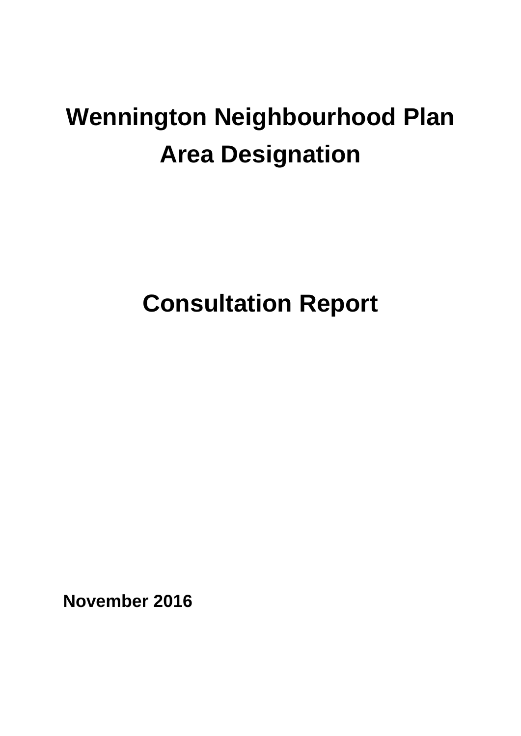# Wennington Neighbourhood Plan Area Designation

# Consultation Report

**November 2016**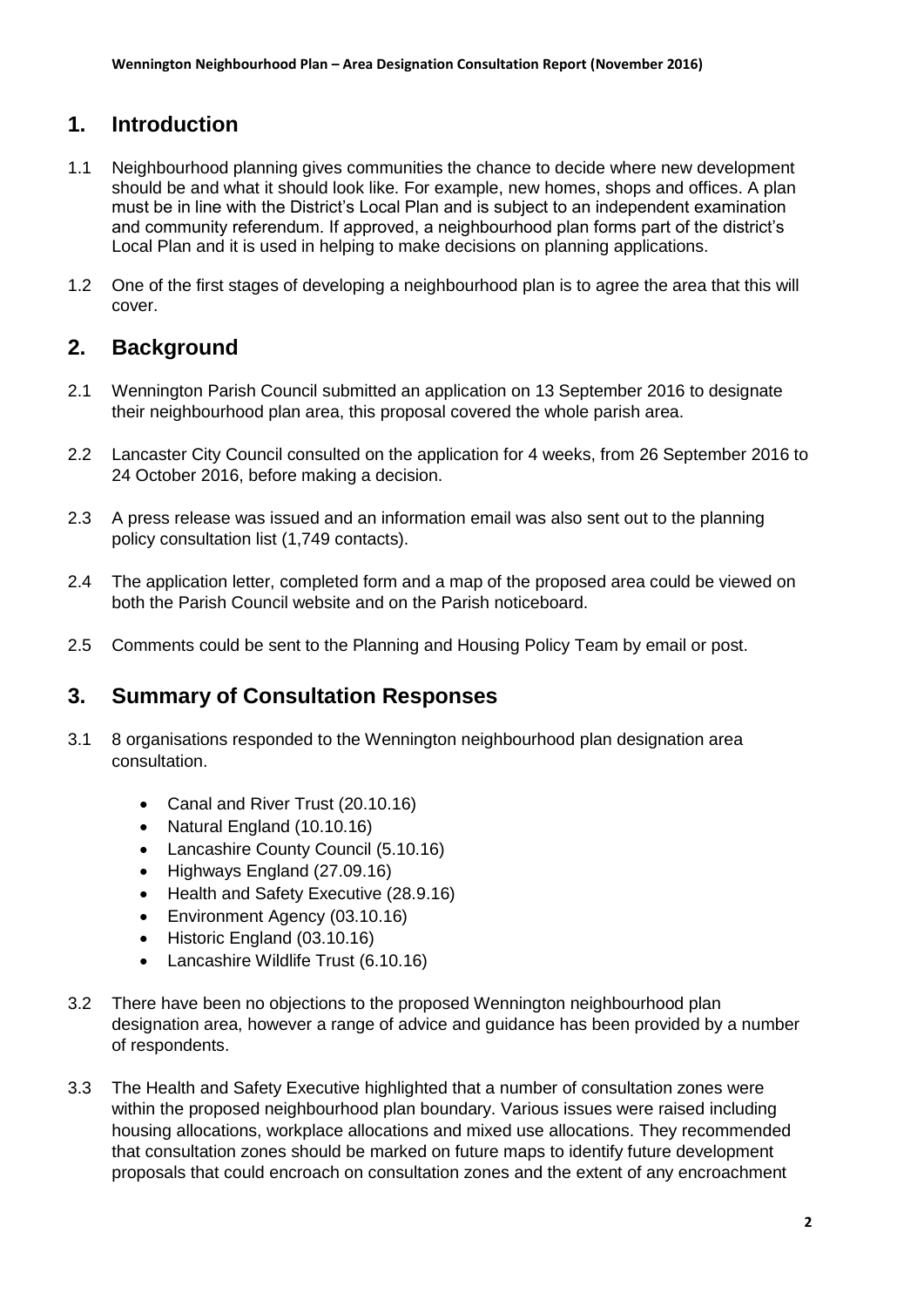## 1. Introduction

1.1 Neighbourhood planning gives communities the chance to decide where new development should be and what it should look like. For example, new homes, shops and offices. A plan must be in line with the District's Local Plan and is subject to an independent examination and community referendum. If approved, a neighbourhood plan forms part of the district's Local Plan and it is used in helping to make decisions on planning applications.

1.2 One of the first stages of developing a neighbourhood plan is to agree the area that this will cover.

## 2. Background

2.1 Wennington Parish Council submitted an application on 13 September 2016 to designate their neighbourhood plan area, this proposal covered the whole parish area.

2.2 Lancaster City Council consulted on the application for 4 weeks, from 26 September 2016 to 24 October 2016, before making a decision.

2.3 A press release was issued and an information email was also sent out to the planning policy consultation list (1,749 contacts).

2.4 The application letter, completed form and a map of the proposed area could be viewed on both the Parish Council website and on the Parish noticeboard.

2.5 Comments could be sent to the Planning and Housing Policy Team by email or post.

## 3. Summary of Consultation Responses

3.1 8 organisations responded to the Wennington neighbourhood plan designation area consultation.

- Canal and River Trust (20.10.16)
- Natural England (10.10.16)
- Lancashire County Council (5.10.16)
- Highways England (27.09.16)
- Health and Safety Executive (28.9.16)
- Environment Agency (03.10.16)
- Historic England (03.10.16)
- Lancashire Wildlife Trust (6.10.16)

3.2 There have been no objections to the proposed Wennington neighbourhood plan designation area, however a range of advice and guidance has been provided by a number of respondents.

3.3 The Health and Safety Executive highlighted that a number of consultation zones were within the proposed neighbourhood plan boundary. Various issues were raised including housing allocations, workplace allocations and mixed use allocations. They recommended that consultation zones should be marked on future maps to identify future development proposals that could encroach on consultation zones and the extent of any encroachment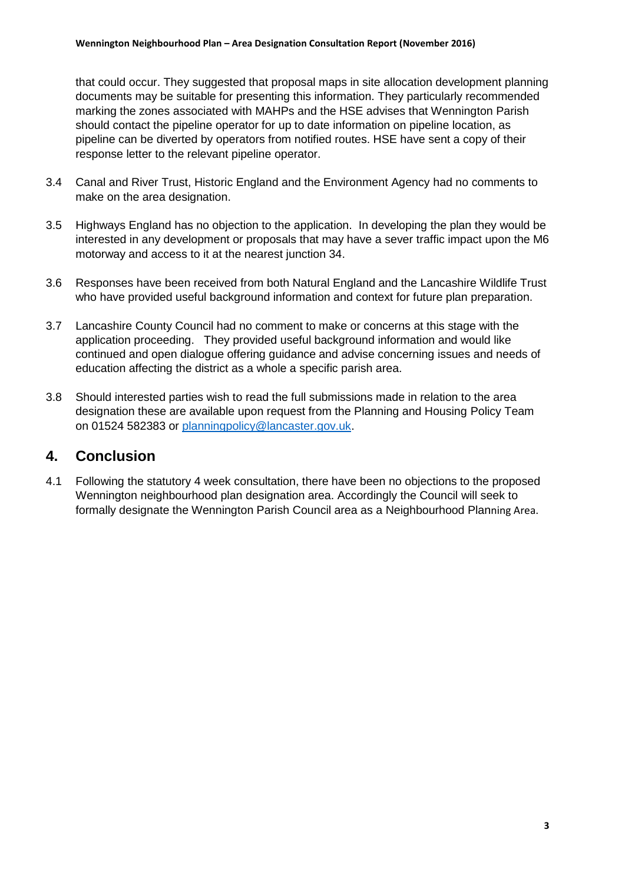that could occur. They suggested that proposal maps in site allocation development planning documents may be suitable for presenting this information. They particularly recommended marking the zones associated with MAHPs and the HSE advises that Wennington Parish should contact the pipeline operator for up to date information on pipeline location, as pipeline can be diverted by operators from notified routes. HSE have sent a copy of their response letter to the relevant pipeline operator.

3.4 Canal and River Trust, Historic England and the Environment Agency had no comments to make on the area designation.

3.5 Highways England has no objection to the application. In developing the plan they would be interested in any development or proposals that may have a sever traffic impact upon the M6 motorway and access to it at the nearest junction 34.

3.6 Responses have been received from both Natural England and the Lancashire Wildlife Trust who have provided useful background information and context for future plan preparation.

3.7 Lancashire County Council had no comment to make or concerns at this stage with the application proceeding. They provided useful background information and would like continued and open dialogue offering guidance and advise concerning issues and needs of education affecting the district as a whole a specific parish area.

3.8 Should interested parties wish to read the full submissions made in relation to the area designation these are available upon request from the Planning and Housing Policy Team on 01524 582383 or planningpolicy@lancaster.gov.uk.

## 4. Conclusion

4.1 Following the statutory 4 week consultation, there have been no objections to the proposed Wennington neighbourhood plan designation area. Accordingly the Council will seek to formally designate the Wennington Parish Council area as a Neighbourhood Planning Area.